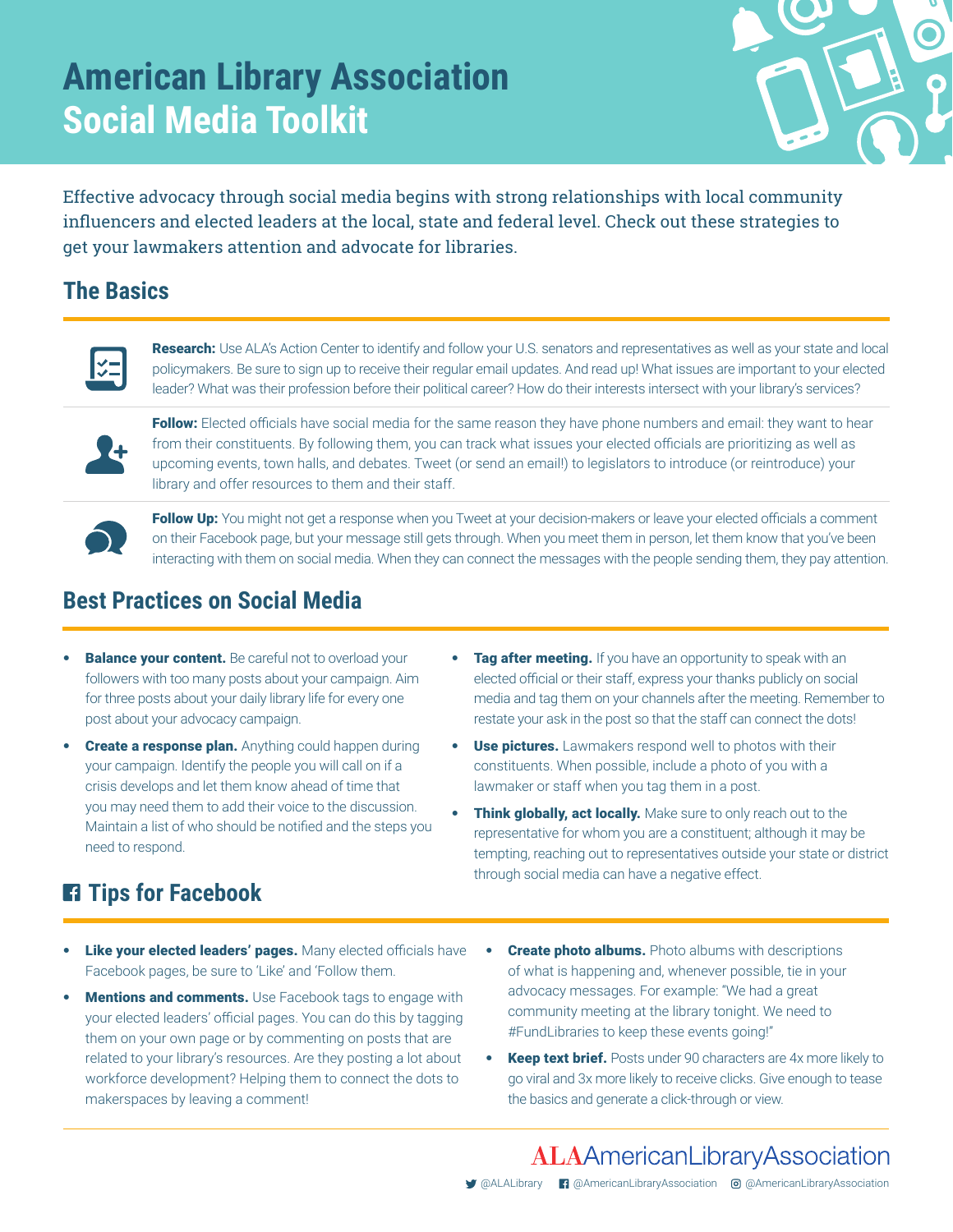# American Library Association Social Media Toolkit

Effective advocacy through social media begins with strong relationships with local community influencers and elected leaders at the local, state and federal level. Check out these strategies to get your lawmakers attention and advocate for libraries.

## The Basics

**Research:** Use ALA's Action Center to identify and follow your U.S. senators and representatives as well as your state and local policymakers. Be sure to sign up to receive their regular email updates. And read up! What issues are important to your elected leader? What was their profession before their political career? How do their interests intersect with your library's services?

**Follow:** Elected officials have social media for the same reason they have phone numbers and email: they want to hear from their constituents. By following them, you can track what issues your elected officials are prioritizing as well as upcoming events, town halls, and debates. Tweet (or send an email!) to legislators to introduce (or reintroduce) your library and offer resources to them and their staff.

**Follow Up:** You might not get a response when you Tweet at your decision-makers or leave your elected officials a comment on their Facebook page, but your message still gets through. When you meet them in person, let them know that you've been interacting with them on social media. When they can connect the messages with the people sending them, they pay attention.

## Best Practices on Social Media

- **Balance your content.** Be careful not to overload your followers with too many posts about your campaign. Aim for three posts about your daily library life for every one post about your advocacy campaign.
- **Create a response plan.** Anything could happen during your campaign. Identify the people you will call on if a crisis develops and let them know ahead of time that you may need them to add their voice to the discussion. Maintain a list of who should be notified and the steps you need to respond.
- **Tag after meeting.** If you have an opportunity to speak with an elected official or their staff, express your thanks publicly on social media and tag them on your channels after the meeting. Remember to restate your ask in the post so that the staff can connect the dots!
- **Use pictures.** Lawmakers respond well to photos with their constituents. When possible, include a photo of you with a lawmaker or staff when you tag them in a post.
- **Think globally, act locally.** Make sure to only reach out to the representative for whom you are a constituent; although it may be tempting, reaching out to representatives outside your state or district through social media can have a negative effect.

## Tips for Facebook

- **Like your elected leaders' pages.** Many elected officials have Facebook pages, be sure to 'Like' and 'Follow them.
- **Mentions and comments.** Use Facebook tags to engage with your elected leaders' official pages. You can do this by tagging them on your own page or by commenting on posts that are related to your library's resources. Are they posting a lot about workforce development? Helping them to connect the dots to makerspaces by leaving a comment!
- **Create photo albums.** Photo albums with descriptions of what is happening and, whenever possible, tie in your advocacy messages. For example: "We had a great community meeting at the library tonight. We need to #FundLibraries to keep these events going!"
- **Keep text brief.** Posts under 90 characters are 4x more likely to go viral and 3x more likely to receive clicks. Give enough to tease the basics and generate a click-through or view.

ALA American Library Association

@ALALibrary @AmericanLibraryAssociation @AmericanLibraryAssociation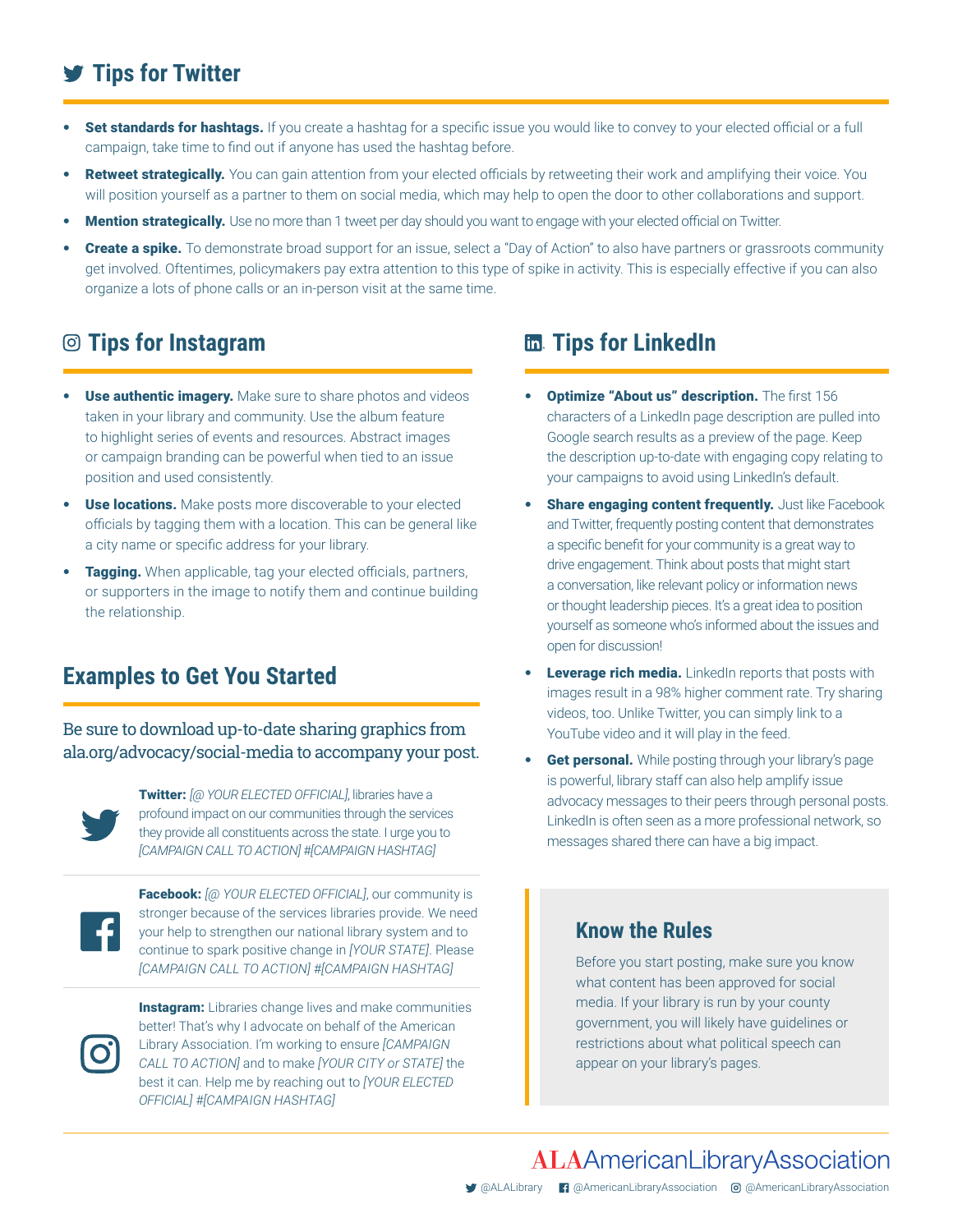## Tips for Twitter

- **Set standards for hashtags.** If you create a hashtag for a specific issue you would like to convey to your elected official or a full campaign, take time to find out if anyone has used the hashtag before.
- **Retweet strategically.** You can gain attention from your elected officials by retweeting their work and amplifying their voice. You will position yourself as a partner to them on social media, which may help to open the door to other collaborations and support.
- **Mention strategically.** Use no more than 1 tweet per day should you want to engage with your elected official on Twitter.
- **Create a spike.** To demonstrate broad support for an issue, select a "Day of Action" to also have partners or grassroots community get involved. Oftentimes, policymakers pay extra attention to this type of spike in activity. This is especially effective if you can also organize a lots of phone calls or an in-person visit at the same time.

## Tips for Instagram

- **Use authentic imagery.** Make sure to share photos and videos taken in your library and community. Use the album feature to highlight series of events and resources. Abstract images or campaign branding can be powerful when tied to an issue position and used consistently.
- **Use locations.** Make posts more discoverable to your elected officials by tagging them with a location. This can be general like a city name or specific address for your library.
- **Tagging.** When applicable, tag your elected officials, partners, or supporters in the image to notify them and continue building the relationship.

## Examples to Get You Started

Be sure to download up-to-date sharing graphics from ala.org/advocacy/social-media to accompany your post.

**Twitter:** *[@ YOUR ELECTED OFFICIAL]*, libraries have a profound impact on our communities through the services they provide all constituents across the state. I urge you to *[CAMPAIGN CALL TO ACTION] #[CAMPAIGN HASHTAG]*

**Facebook:** *[@ YOUR ELECTED OFFICIAL]*, our community is stronger because of the services libraries provide. We need your help to strengthen our national library system and to continue to spark positive change in *[YOUR STATE]*. Please *[CAMPAIGN CALL TO ACTION] #[CAMPAIGN HASHTAG]*

**Instagram:** Libraries change lives and make communities better! That's why I advocate on behalf of the American Library Association. I'm working to ensure *[CAMPAIGN CALL TO ACTION]* and to make *[YOUR CITY or STATE]* the best it can. Help me by reaching out to *[YOUR ELECTED OFFICIAL] #[CAMPAIGN HASHTAG]*

## Tips for LinkedIn

- **Optimize "About us" description.** The first 156 characters of a LinkedIn page description are pulled into Google search results as a preview of the page. Keep the description up-to-date with engaging copy relating to your campaigns to avoid using LinkedIn's default.
- **Share engaging content frequently.** Just like Facebook and Twitter, frequently posting content that demonstrates a specific benefit for your community is a great way to drive engagement. Think about posts that might start a conversation, like relevant policy or information news or thought leadership pieces. It's a great idea to position yourself as someone who's informed about the issues and open for discussion!
- **Leverage rich media.** LinkedIn reports that posts with images result in a 98% higher comment rate. Try sharing videos, too. Unlike Twitter, you can simply link to a YouTube video and it will play in the feed.
- **Get personal.** While posting through your library's page is powerful, library staff can also help amplify issue advocacy messages to their peers through personal posts. LinkedIn is often seen as a more professional network, so messages shared there can have a big impact.

### Know the Rules

Before you start posting, make sure you know what content has been approved for social media. If your library is run by your county government, you will likely have guidelines or restrictions about what political speech can appear on your library's pages.

ALA American Library Association

@ALALibrary @AmericanLibraryAssociation @AmericanLibraryAssociation